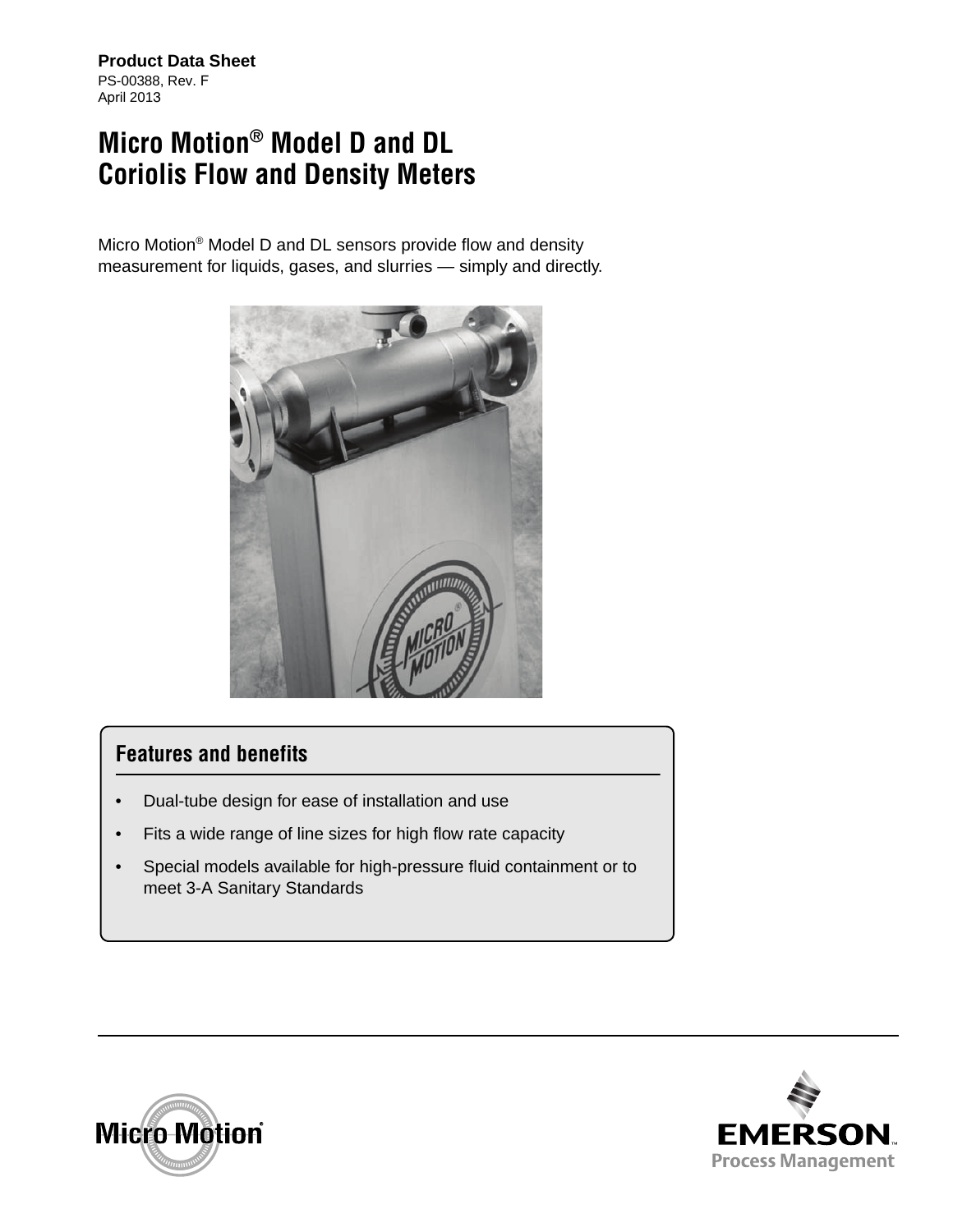**Product Data Sheet**
PS-00388, Rev. F
April 2013

# Micro Motion® Model D and DL Coriolis Flow and Density Meters

Micro Motion® Model D and DL sensors provide flow and density measurement for liquids, gases, and slurries — simply and directly.

## Features and benefits

- Dual-tube design for ease of installation and use
- Fits a wide range of line sizes for high flow rate capacity
- Special models available for high-pressure fluid containment or to meet 3-A Sanitary Standards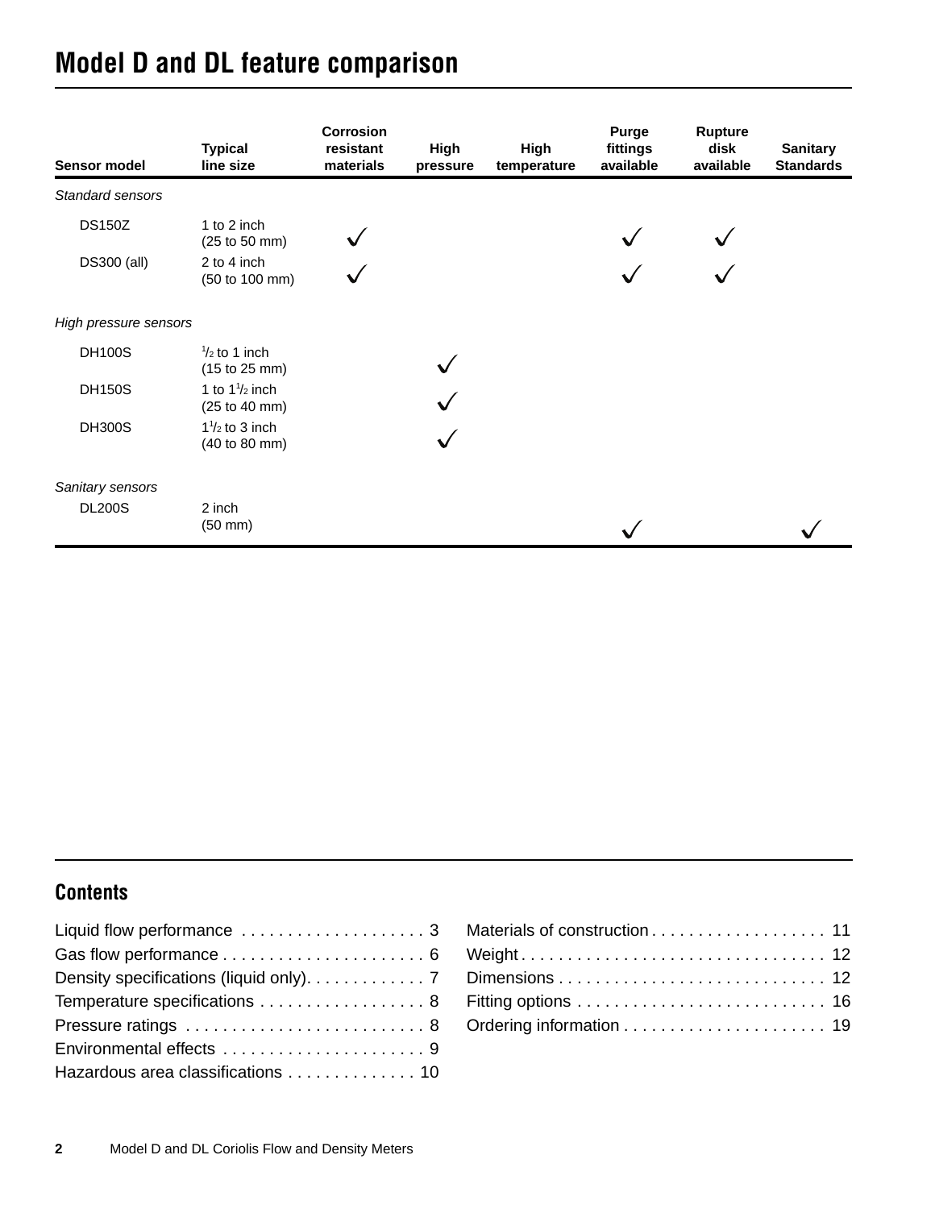# Model D and DL feature comparison

| Sensor model | Typical line size | Corrosion resistant materials | High pressure | High temperature | Purge fittings available | Rupture disk available | Sanitary Standards |
|---|---|---|---|---|---|---|---|
| *Standard sensors* | | | | | | | |
| DS150Z | 1 to 2 inch (25 to 50 mm) | ✓ | | | ✓ | ✓ | |
| DS300 (all) | 2 to 4 inch (50 to 100 mm) | ✓ | | | ✓ | ✓ | |
| *High pressure sensors* | | | | | | | |
| DH100S | 1/2 to 1 inch (15 to 25 mm) | | ✓ | | | | |
| DH150S | 1 to 1 1/2 inch (25 to 40 mm) | | ✓ | | | | |
| DH300S | 1 1/2 to 3 inch (40 to 80 mm) | | ✓ | | | | |
| *Sanitary sensors* | | | | | | | |
| DL200S | 2 inch (50 mm) | | | | ✓ | | ✓ |

## Contents

Liquid flow performance . . . . . . . . . . . . . . . . . . . . 3
Gas flow performance . . . . . . . . . . . . . . . . . . . . . . 6
Density specifications (liquid only). . . . . . . . . . . . . 7
Temperature specifications . . . . . . . . . . . . . . . . . . 8
Pressure ratings . . . . . . . . . . . . . . . . . . . . . . . . . . 8
Environmental effects . . . . . . . . . . . . . . . . . . . . . . 9
Hazardous area classifications . . . . . . . . . . . . . . 10
Materials of construction . . . . . . . . . . . . . . . . . . . 11
Weight . . . . . . . . . . . . . . . . . . . . . . . . . . . . . . . . . 12
Dimensions . . . . . . . . . . . . . . . . . . . . . . . . . . . . . 12
Fitting options . . . . . . . . . . . . . . . . . . . . . . . . . . . 16
Ordering information . . . . . . . . . . . . . . . . . . . . . . 19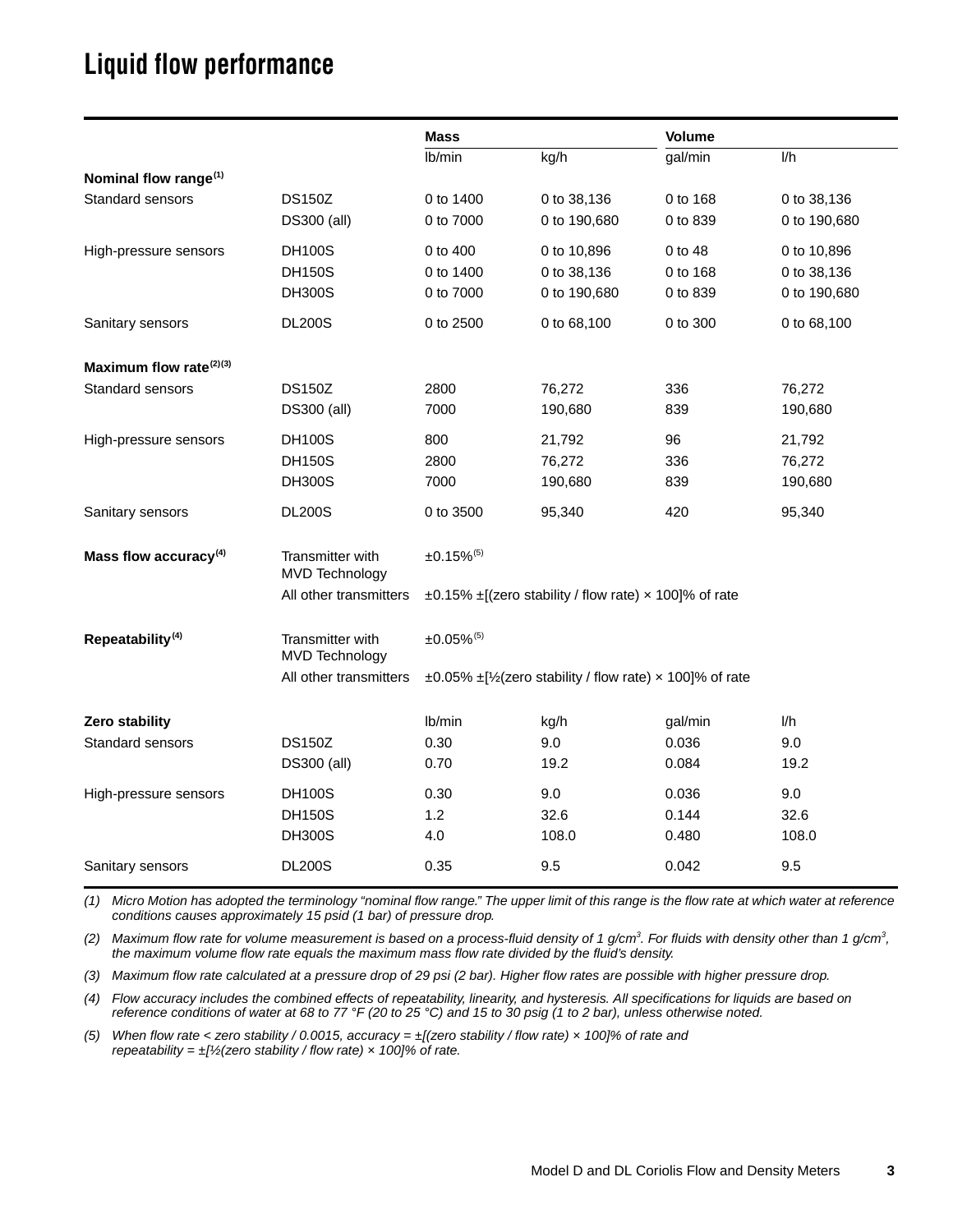# Liquid flow performance

| | | Mass | | Volume | |
|---|---|---|---|---|---|
| | | lb/min | kg/h | gal/min | l/h |
| **Nominal flow range(1)** | | | | | |
| Standard sensors | DS150Z | 0 to 1400 | 0 to 38,136 | 0 to 168 | 0 to 38,136 |
| | DS300 (all) | 0 to 7000 | 0 to 190,680 | 0 to 839 | 0 to 190,680 |
| High-pressure sensors | DH100S | 0 to 400 | 0 to 10,896 | 0 to 48 | 0 to 10,896 |
| | DH150S | 0 to 1400 | 0 to 38,136 | 0 to 168 | 0 to 38,136 |
| | DH300S | 0 to 7000 | 0 to 190,680 | 0 to 839 | 0 to 190,680 |
| Sanitary sensors | DL200S | 0 to 2500 | 0 to 68,100 | 0 to 300 | 0 to 68,100 |
| **Maximum flow rate(2)(3)** | | | | | |
| Standard sensors | DS150Z | 2800 | 76,272 | 336 | 76,272 |
| | DS300 (all) | 7000 | 190,680 | 839 | 190,680 |
| High-pressure sensors | DH100S | 800 | 21,792 | 96 | 21,792 |
| | DH150S | 2800 | 76,272 | 336 | 76,272 |
| | DH300S | 7000 | 190,680 | 839 | 190,680 |
| Sanitary sensors | DL200S | 0 to 3500 | 95,340 | 420 | 95,340 |
| **Mass flow accuracy(4)** | Transmitter with MVD Technology | ±0.15%(5) | | | |
| | All other transmitters | ±0.15% ±[(zero stability / flow rate) × 100]% of rate | | | |
| **Repeatability(4)** | Transmitter with MVD Technology | ±0.05%(5) | | | |
| | All other transmitters | ±0.05% ±[½(zero stability / flow rate) × 100]% of rate | | | |
| **Zero stability** | | lb/min | kg/h | gal/min | l/h |
| Standard sensors | DS150Z | 0.30 | 9.0 | 0.036 | 9.0 |
| | DS300 (all) | 0.70 | 19.2 | 0.084 | 19.2 |
| High-pressure sensors | DH100S | 0.30 | 9.0 | 0.036 | 9.0 |
| | DH150S | 1.2 | 32.6 | 0.144 | 32.6 |
| | DH300S | 4.0 | 108.0 | 0.480 | 108.0 |
| Sanitary sensors | DL200S | 0.35 | 9.5 | 0.042 | 9.5 |

*(1) Micro Motion has adopted the terminology "nominal flow range." The upper limit of this range is the flow rate at which water at reference conditions causes approximately 15 psid (1 bar) of pressure drop.*

*(2) Maximum flow rate for volume measurement is based on a process-fluid density of 1 g/cm$^3$. For fluids with density other than 1 g/cm$^3$, the maximum volume flow rate equals the maximum mass flow rate divided by the fluid's density.*

*(3) Maximum flow rate calculated at a pressure drop of 29 psi (2 bar). Higher flow rates are possible with higher pressure drop.*

*(4) Flow accuracy includes the combined effects of repeatability, linearity, and hysteresis. All specifications for liquids are based on reference conditions of water at 68 to 77 °F (20 to 25 °C) and 15 to 30 psig (1 to 2 bar), unless otherwise noted.*

*(5) When flow rate < zero stability / 0.0015, accuracy = ±[(zero stability / flow rate) × 100]% of rate and repeatability = ±[½(zero stability / flow rate) × 100]% of rate.*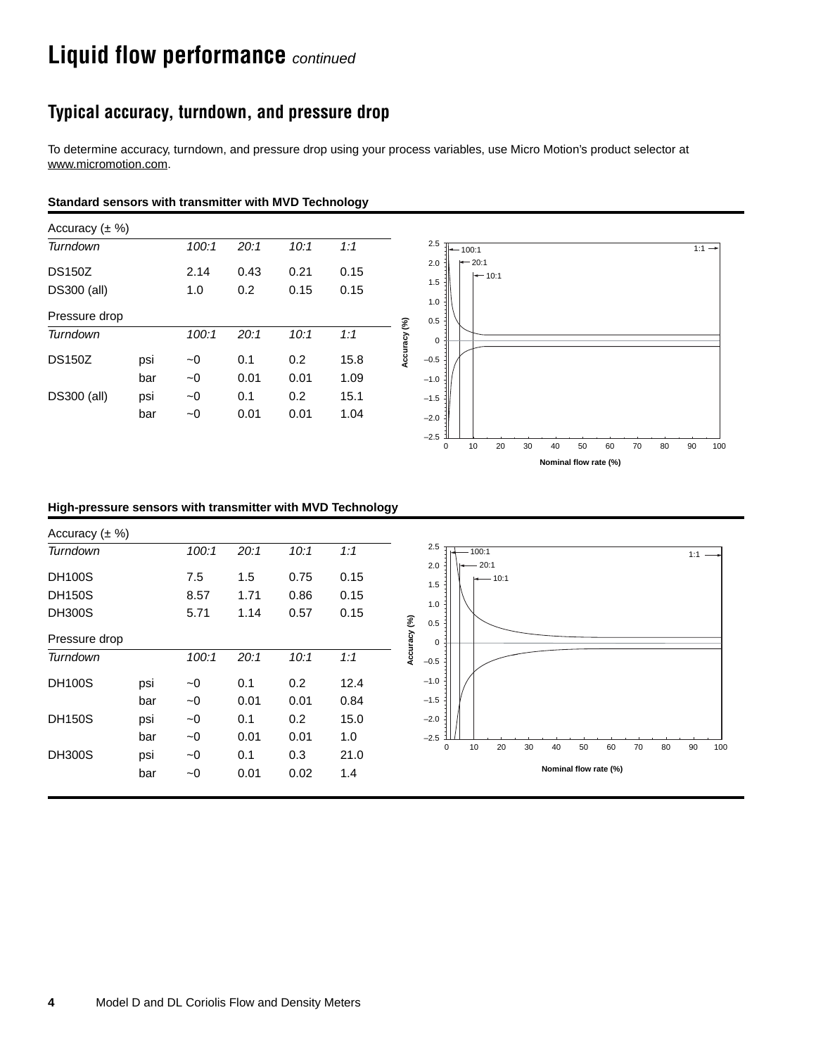# Liquid flow performance *continued*

## Typical accuracy, turndown, and pressure drop

To determine accuracy, turndown, and pressure drop using your process variables, use Micro Motion's product selector at www.micromotion.com.

### Standard sensors with transmitter with MVD Technology

| Accuracy (± %) | | | | | |
|---|---|---|---|---|---|
| *Turndown* | | *100:1* | *20:1* | *10:1* | *1:1* |
| DS150Z | | 2.14 | 0.43 | 0.21 | 0.15 |
| DS300 (all) | | 1.0 | 0.2 | 0.15 | 0.15 |

| Pressure drop | | | | | |
|---|---|---|---|---|---|
| *Turndown* | | *100:1* | *20:1* | *10:1* | *1:1* |
| DS150Z | psi | ~0 | 0.1 | 0.2 | 15.8 |
| | bar | ~0 | 0.01 | 0.01 | 1.09 |
| DS300 (all) | psi | ~0 | 0.1 | 0.2 | 15.1 |
| | bar | ~0 | 0.01 | 0.01 | 1.04 |

### High-pressure sensors with transmitter with MVD Technology

| Accuracy (± %) | | | | | |
|---|---|---|---|---|---|
| *Turndown* | | *100:1* | *20:1* | *10:1* | *1:1* |
| DH100S | | 7.5 | 1.5 | 0.75 | 0.15 |
| DH150S | | 8.57 | 1.71 | 0.86 | 0.15 |
| DH300S | | 5.71 | 1.14 | 0.57 | 0.15 |

| Pressure drop | | | | | |
|---|---|---|---|---|---|
| *Turndown* | | *100:1* | *20:1* | *10:1* | *1:1* |
| DH100S | psi | ~0 | 0.1 | 0.2 | 12.4 |
| | bar | ~0 | 0.01 | 0.01 | 0.84 |
| DH150S | psi | ~0 | 0.1 | 0.2 | 15.0 |
| | bar | ~0 | 0.01 | 0.01 | 1.0 |
| DH300S | psi | ~0 | 0.1 | 0.3 | 21.0 |
| | bar | ~0 | 0.01 | 0.02 | 1.4 |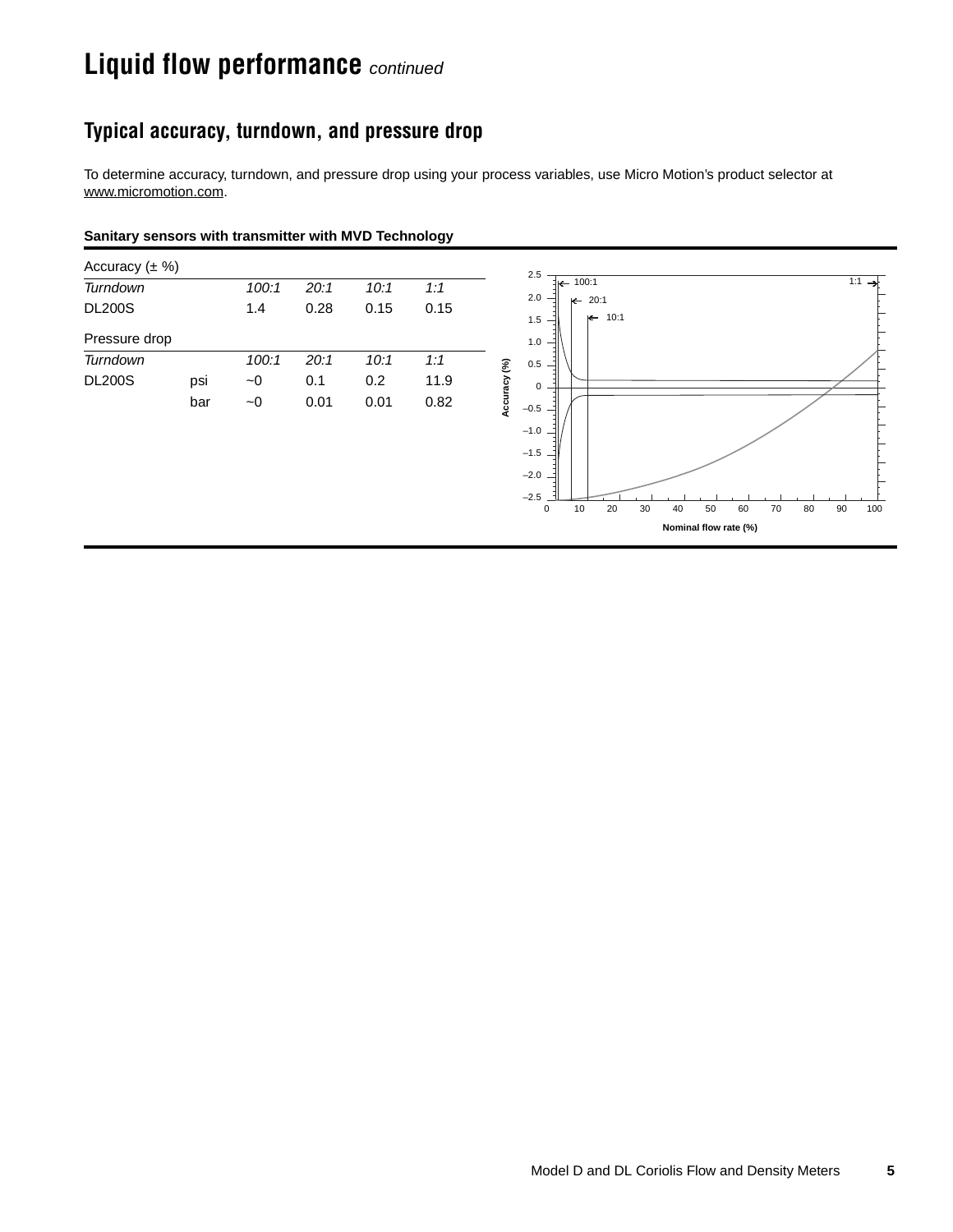# Liquid flow performance *continued*

## Typical accuracy, turndown, and pressure drop

To determine accuracy, turndown, and pressure drop using your process variables, use Micro Motion's product selector at www.micromotion.com.

**Sanitary sensors with transmitter with MVD Technology**

| Accuracy (± %) | | | | | |
|---|---|---|---|---|---|
| *Turndown* | | *100:1* | *20:1* | *10:1* | *1:1* |
| DL200S | | 1.4 | 0.28 | 0.15 | 0.15 |

| Pressure drop | | | | | |
|---|---|---|---|---|---|
| *Turndown* | | *100:1* | *20:1* | *10:1* | *1:1* |
| DL200S | psi | ~0 | 0.1 | 0.2 | 11.9 |
| | bar | ~0 | 0.01 | 0.01 | 0.82 |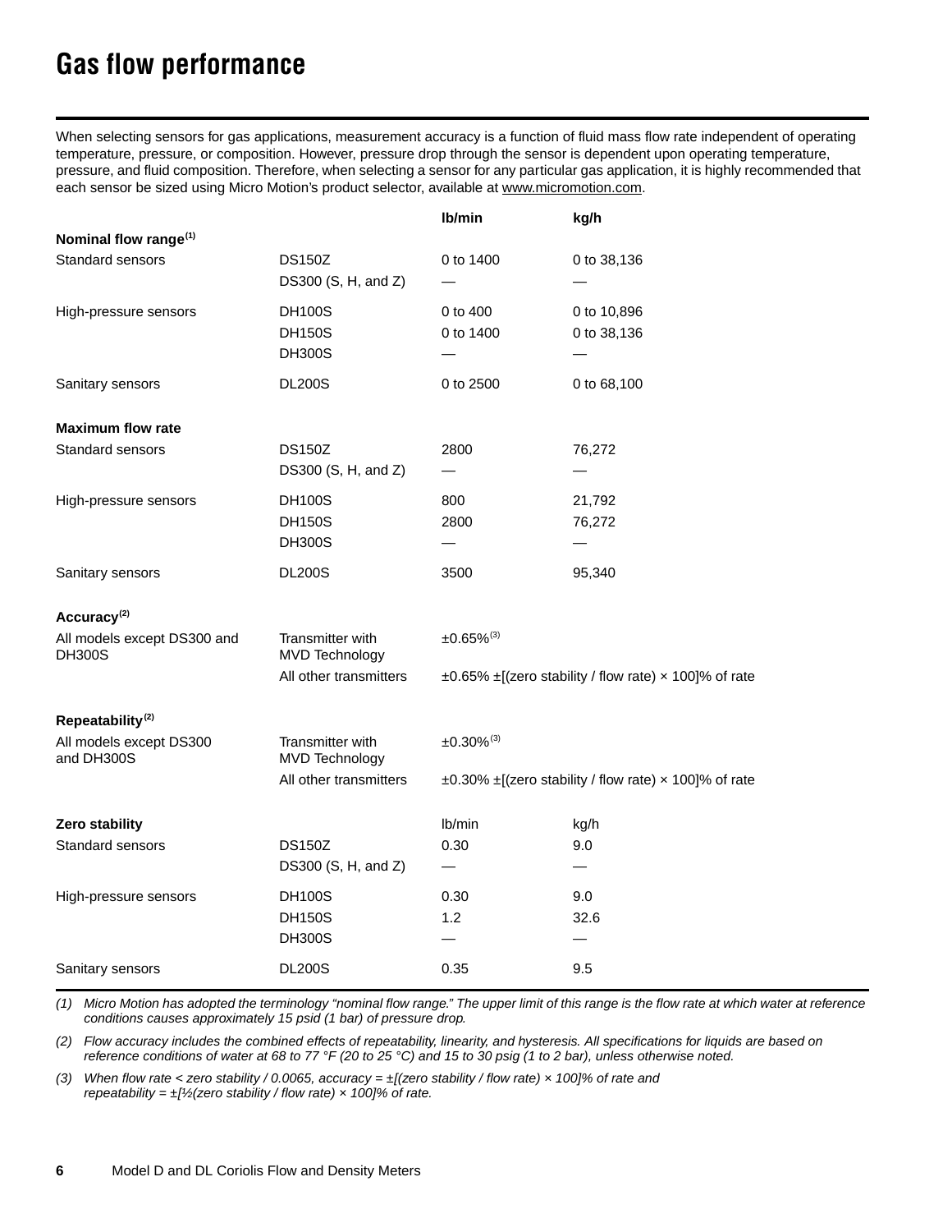# Gas flow performance

When selecting sensors for gas applications, measurement accuracy is a function of fluid mass flow rate independent of operating temperature, pressure, or composition. However, pressure drop through the sensor is dependent upon operating temperature, pressure, and fluid composition. Therefore, when selecting a sensor for any particular gas application, it is highly recommended that each sensor be sized using Micro Motion's product selector, available at www.micromotion.com.

| | | lb/min | kg/h |
|---|---|---|---|
| **Nominal flow range**(1) | | | |
| Standard sensors | DS150Z | 0 to 1400 | 0 to 38,136 |
| | DS300 (S, H, and Z) | — | — |
| High-pressure sensors | DH100S | 0 to 400 | 0 to 10,896 |
| | DH150S | 0 to 1400 | 0 to 38,136 |
| | DH300S | — | — |
| Sanitary sensors | DL200S | 0 to 2500 | 0 to 68,100 |
| **Maximum flow rate** | | | |
| Standard sensors | DS150Z | 2800 | 76,272 |
| | DS300 (S, H, and Z) | — | — |
| High-pressure sensors | DH100S | 800 | 21,792 |
| | DH150S | 2800 | 76,272 |
| | DH300S | — | — |
| Sanitary sensors | DL200S | 3500 | 95,340 |
| **Accuracy**(2) | | | |
| All models except DS300 and DH300S | Transmitter with MVD Technology | ±0.65%(3) | |
| | All other transmitters | ±0.65% ±[(zero stability / flow rate) × 100]% of rate | |
| **Repeatability**(2) | | | |
| All models except DS300 and DH300S | Transmitter with MVD Technology | ±0.30%(3) | |
| | All other transmitters | ±0.30% ±[(zero stability / flow rate) × 100]% of rate | |
| **Zero stability** | | lb/min | kg/h |
| Standard sensors | DS150Z | 0.30 | 9.0 |
| | DS300 (S, H, and Z) | — | — |
| High-pressure sensors | DH100S | 0.30 | 9.0 |
| | DH150S | 1.2 | 32.6 |
| | DH300S | — | — |
| Sanitary sensors | DL200S | 0.35 | 9.5 |

*(1) Micro Motion has adopted the terminology "nominal flow range." The upper limit of this range is the flow rate at which water at reference conditions causes approximately 15 psid (1 bar) of pressure drop.*

*(2) Flow accuracy includes the combined effects of repeatability, linearity, and hysteresis. All specifications for liquids are based on reference conditions of water at 68 to 77 °F (20 to 25 °C) and 15 to 30 psig (1 to 2 bar), unless otherwise noted.*

*(3) When flow rate < zero stability / 0.0065, accuracy = ±[(zero stability / flow rate) × 100]% of rate and repeatability = ±[½(zero stability / flow rate) × 100]% of rate.*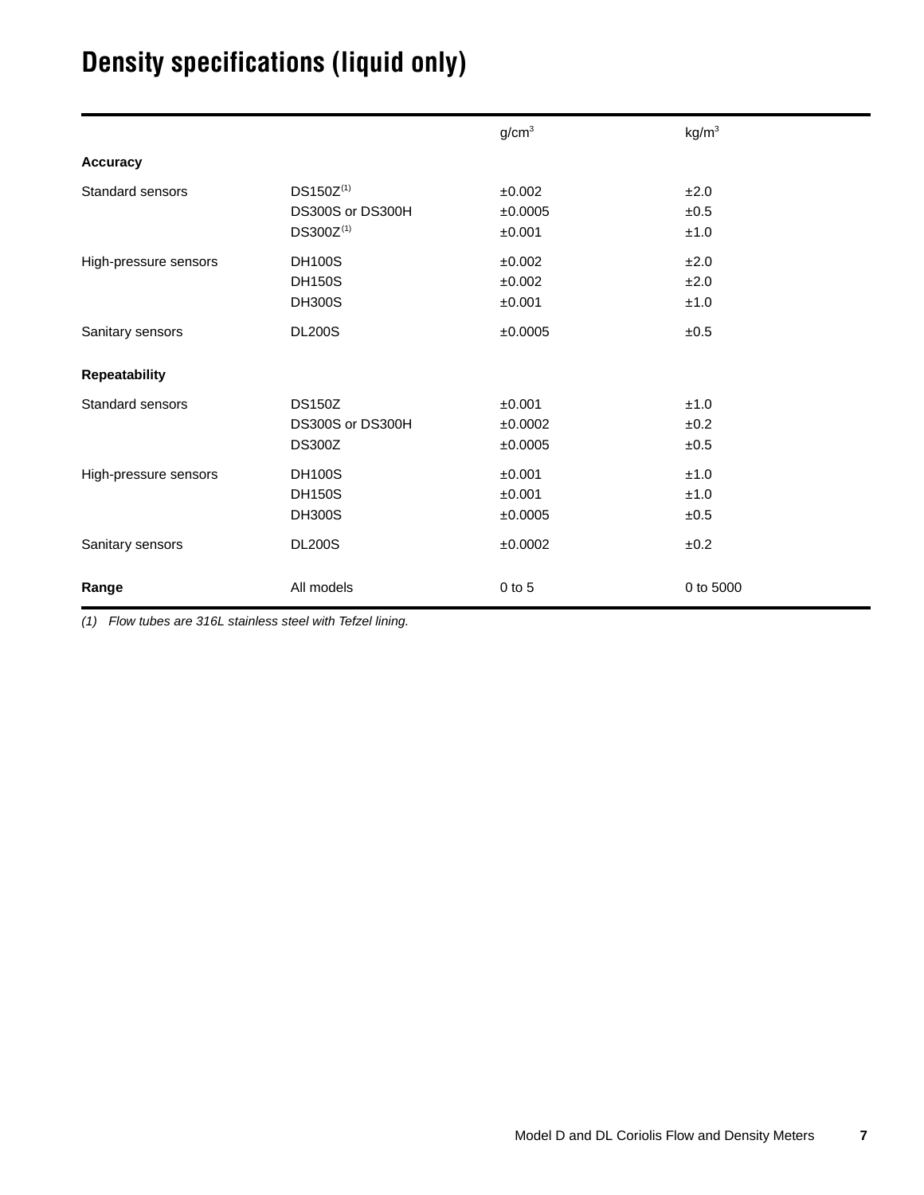# Density specifications (liquid only)

| | | $g/cm^3$ | $kg/m^3$ |
|---|---|---|---|
| **Accuracy** | | | |
| Standard sensors | DS150Z(1) | ±0.002 | ±2.0 |
| | DS300S or DS300H | ±0.0005 | ±0.5 |
| | DS300Z(1) | ±0.001 | ±1.0 |
| High-pressure sensors | DH100S | ±0.002 | ±2.0 |
| | DH150S | ±0.002 | ±2.0 |
| | DH300S | ±0.001 | ±1.0 |
| Sanitary sensors | DL200S | ±0.0005 | ±0.5 |
| **Repeatability** | | | |
| Standard sensors | DS150Z | ±0.001 | ±1.0 |
| | DS300S or DS300H | ±0.0002 | ±0.2 |
| | DS300Z | ±0.0005 | ±0.5 |
| High-pressure sensors | DH100S | ±0.001 | ±1.0 |
| | DH150S | ±0.001 | ±1.0 |
| | DH300S | ±0.0005 | ±0.5 |
| Sanitary sensors | DL200S | ±0.0002 | ±0.2 |
| **Range** | All models | 0 to 5 | 0 to 5000 |

*(1) Flow tubes are 316L stainless steel with Tefzel lining.*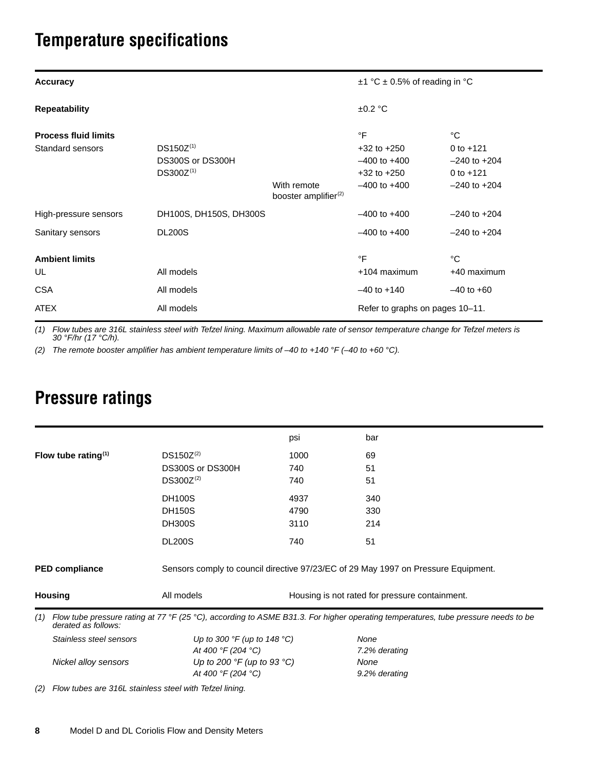## Temperature specifications

| | | | | |
|---|---|---|---|---|
| **Accuracy** | | | ±1 °C ± 0.5% of reading in °C | |
| **Repeatability** | | | ±0.2 °C | |
| **Process fluid limits** | | | °F | °C |
| Standard sensors | DS150Z[(1)] | | +32 to +250 | 0 to +121 |
| | DS300S or DS300H | | –400 to +400 | –240 to +204 |
| | DS300Z[(1)] | | +32 to +250 | 0 to +121 |
| | | With remote booster amplifier[(2)] | –400 to +400 | –240 to +204 |
| High-pressure sensors | DH100S, DH150S, DH300S | | –400 to +400 | –240 to +204 |
| Sanitary sensors | DL200S | | –400 to +400 | –240 to +204 |
| **Ambient limits** | | | °F | °C |
| UL | All models | | +104 maximum | +40 maximum |
| CSA | All models | | –40 to +140 | –40 to +60 |
| ATEX | All models | | Refer to graphs on pages 10–11. | |

*(1) Flow tubes are 316L stainless steel with Tefzel lining. Maximum allowable rate of sensor temperature change for Tefzel meters is 30 °F/hr (17 °C/h).*

*(2) The remote booster amplifier has ambient temperature limits of –40 to +140 °F (–40 to +60 °C).*

## Pressure ratings

| | | psi | bar |
|---|---|---|---|
| **Flow tube rating[(1)]** | DS150Z[(2)] | 1000 | 69 |
| | DS300S or DS300H | 740 | 51 |
| | DS300Z[(2)] | 740 | 51 |
| | DH100S | 4937 | 340 |
| | DH150S | 4790 | 330 |
| | DH300S | 3110 | 214 |
| | DL200S | 740 | 51 |
| **PED compliance** | Sensors comply to council directive 97/23/EC of 29 May 1997 on Pressure Equipment. | | |
| **Housing** | All models | Housing is not rated for pressure containment. | |

*(1) Flow tube pressure rating at 77 °F (25 °C), according to ASME B31.3. For higher operating temperatures, tube pressure needs to be derated as follows:*

| | | |
|---|---|---|
| *Stainless steel sensors* | *Up to 300 °F (up to 148 °C)* | *None* |
| | *At 400 °F (204 °C)* | *7.2% derating* |
| *Nickel alloy sensors* | *Up to 200 °F (up to 93 °C)* | *None* |
| | *At 400 °F (204 °C)* | *9.2% derating* |

*(2) Flow tubes are 316L stainless steel with Tefzel lining.*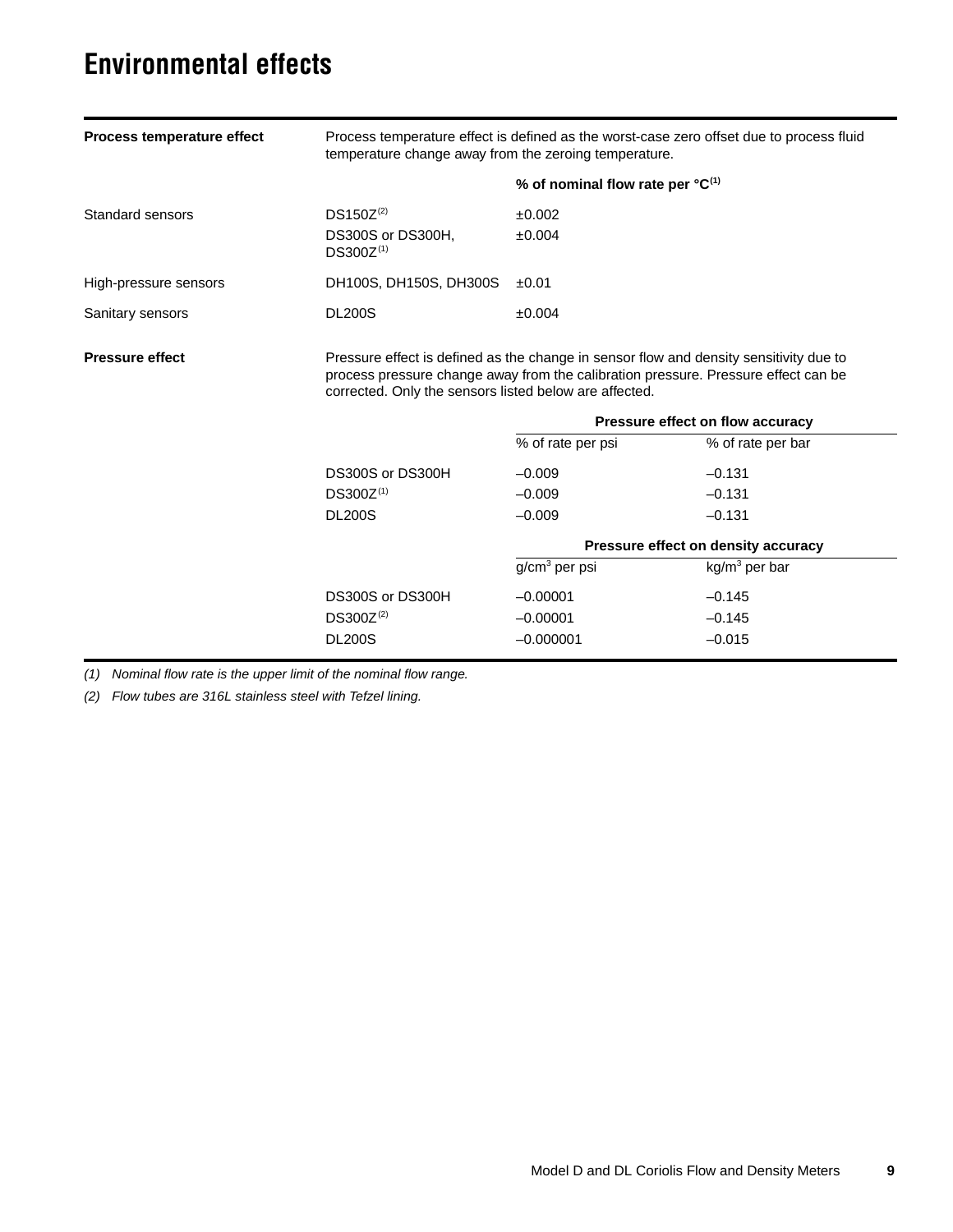# Environmental effects

**Process temperature effect**

Process temperature effect is defined as the worst-case zero offset due to process fluid temperature change away from the zeroing temperature.

| | | % of nominal flow rate per °C[1] |
|---|---|---|
| Standard sensors | DS150Z[2] | ±0.002 |
| | DS300S or DS300H, DS300Z[1] | ±0.004 |
| High-pressure sensors | DH100S, DH150S, DH300S | ±0.01 |
| Sanitary sensors | DL200S | ±0.004 |

**Pressure effect**

Pressure effect is defined as the change in sensor flow and density sensitivity due to process pressure change away from the calibration pressure. Pressure effect can be corrected. Only the sensors listed below are affected.

| | Pressure effect on flow accuracy | |
|---|---|---|
| | % of rate per psi | % of rate per bar |
| DS300S or DS300H | –0.009 | –0.131 |
| DS300Z[1] | –0.009 | –0.131 |
| DL200S | –0.009 | –0.131 |

| | Pressure effect on density accuracy | |
|---|---|---|
| | $g/cm^3$ per psi | $kg/m^3$ per bar |
| DS300S or DS300H | –0.00001 | –0.145 |
| DS300Z[2] | –0.00001 | –0.145 |
| DL200S | –0.000001 | –0.015 |

*(1) Nominal flow rate is the upper limit of the nominal flow range.*

*(2) Flow tubes are 316L stainless steel with Tefzel lining.*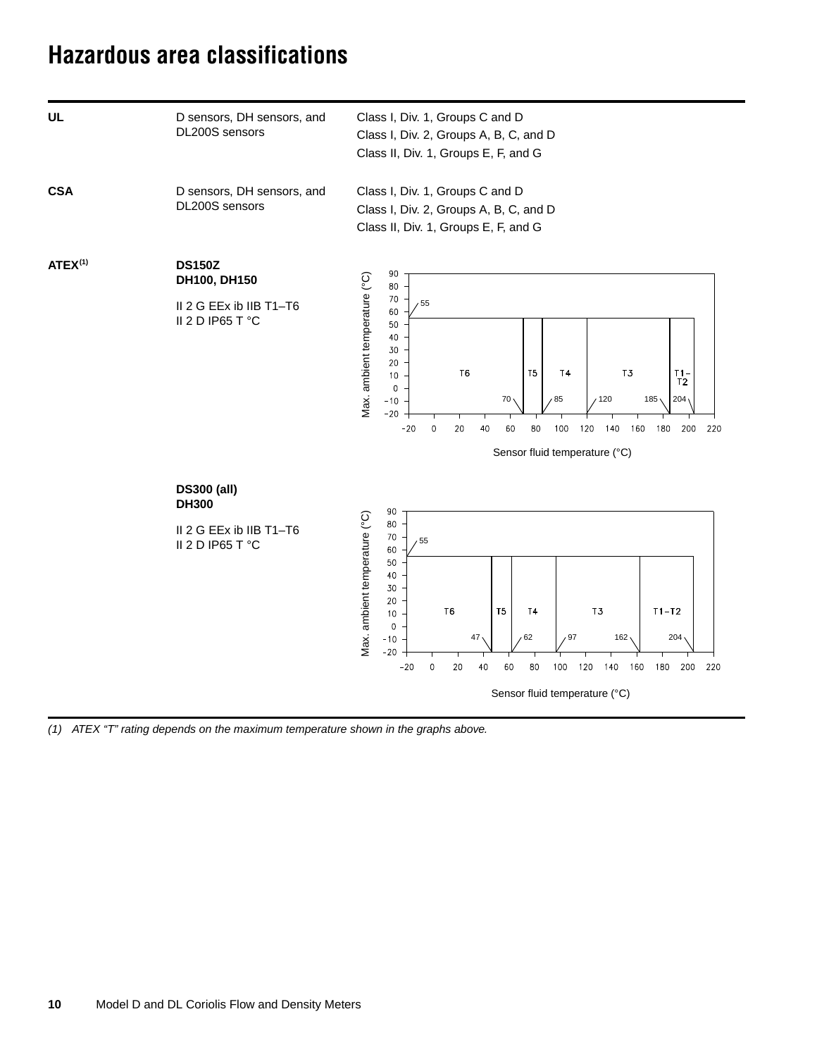# Hazardous area classifications

| | | |
|---|---|---|
| **UL** | D sensors, DH sensors, and DL200S sensors | Class I, Div. 1, Groups C and D<br>Class I, Div. 2, Groups A, B, C, and D<br>Class II, Div. 1, Groups E, F, and G |
| **CSA** | D sensors, DH sensors, and DL200S sensors | Class I, Div. 1, Groups C and D<br>Class I, Div. 2, Groups A, B, C, and D<br>Class II, Div. 1, Groups E, F, and G |
| **ATEX**[(1)] | **DS150Z**<br>**DH100, DH150**<br><br>II 2 G EEx ib IIB T1–T6<br>II 2 D IP65 T °C | |
| | **DS300 (all)**<br>**DH300**<br><br>II 2 G EEx ib IIB T1–T6<br>II 2 D IP65 T °C | |

*(1) ATEX "T" rating depends on the maximum temperature shown in the graphs above.*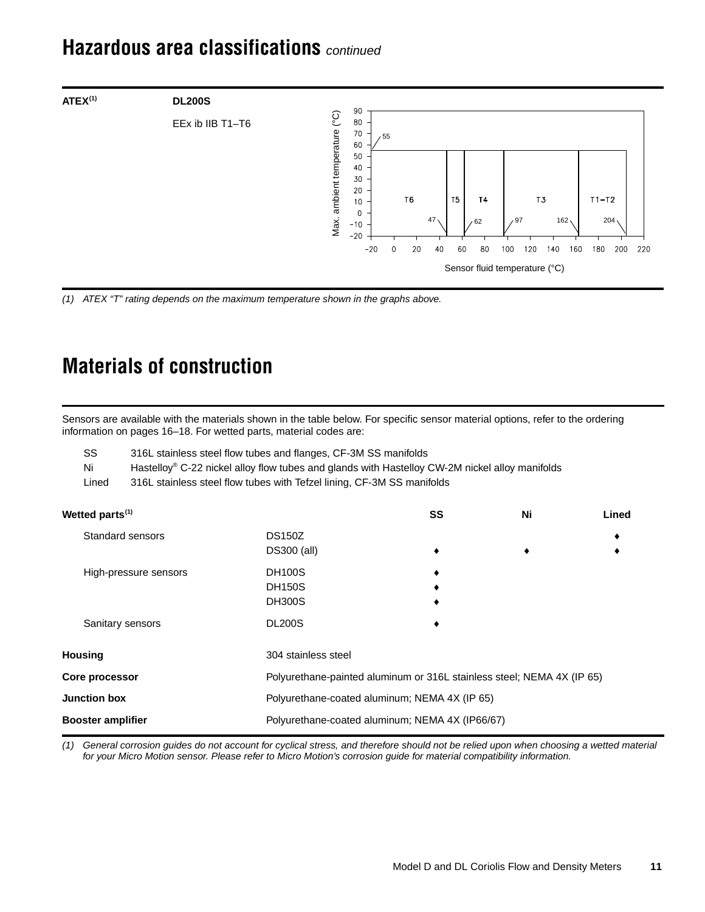# Hazardous area classifications *continued*

| ATEX(1) | DL200S |
|---|---|
| | EEx ib IIB T1–T6 |

(1) *ATEX "T" rating depends on the maximum temperature shown in the graphs above.*

# Materials of construction

Sensors are available with the materials shown in the table below. For specific sensor material options, refer to the ordering information on pages 16–18. For wetted parts, material codes are:

| | |
|---|---|
| SS | 316L stainless steel flow tubes and flanges, CF-3M SS manifolds |
| Ni | Hastelloy® C-22 nickel alloy flow tubes and glands with Hastelloy CW-2M nickel alloy manifolds |
| Lined | 316L stainless steel flow tubes with Tefzel lining, CF-3M SS manifolds |

| Wetted parts(1) | | SS | Ni | Lined |
|---|---|---|---|---|
| Standard sensors | DS150Z | | | ♦ |
| | DS300 (all) | ♦ | ♦ | ♦ |
| High-pressure sensors | DH100S | ♦ | | |
| | DH150S | ♦ | | |
| | DH300S | ♦ | | |
| Sanitary sensors | DL200S | ♦ | | |
| **Housing** | 304 stainless steel | | | |
| **Core processor** | Polyurethane-painted aluminum or 316L stainless steel; NEMA 4X (IP 65) | | | |
| **Junction box** | Polyurethane-coated aluminum; NEMA 4X (IP 65) | | | |
| **Booster amplifier** | Polyurethane-coated aluminum; NEMA 4X (IP66/67) | | | |

(1) *General corrosion guides do not account for cyclical stress, and therefore should not be relied upon when choosing a wetted material for your Micro Motion sensor. Please refer to Micro Motion's corrosion guide for material compatibility information.*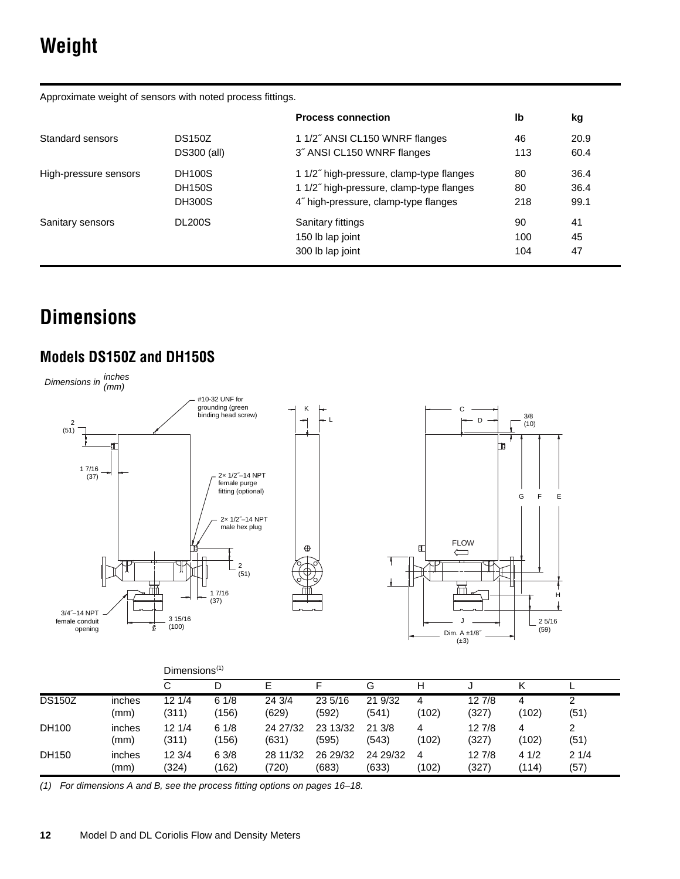# Weight

Approximate weight of sensors with noted process fittings.

| | | Process connection | lb | kg |
|---|---|---|---|---|
| Standard sensors | DS150Z | 1 1/2˝ ANSI CL150 WNRF flanges | 46 | 20.9 |
| | DS300 (all) | 3˝ ANSI CL150 WNRF flanges | 113 | 60.4 |
| High-pressure sensors | DH100S | 1 1/2˝ high-pressure, clamp-type flanges | 80 | 36.4 |
| | DH150S | 1 1/2˝ high-pressure, clamp-type flanges | 80 | 36.4 |
| | DH300S | 4˝ high-pressure, clamp-type flanges | 218 | 99.1 |
| Sanitary sensors | DL200S | Sanitary fittings | 90 | 41 |
| | | 150 lb lap joint | 100 | 45 |
| | | 300 lb lap joint | 104 | 47 |

# Dimensions

## Models DS150Z and DH150S

*Dimensions in inches (mm)*

#10-32 UNF for grounding (green binding head screw)

2× 1/2˝–14 NPT female purge fitting (optional)

2× 1/2˝–14 NPT male hex plug

3/4˝–14 NPT female conduit opening

FLOW

Dim. A ±1/8˝ (±3)

| | | Dimensions[1] | | | | | | | | |
|---|---|---|---|---|---|---|---|---|---|---|
| | | C | D | E | F | G | H | J | K | L |
| DS150Z | inches | 12 1/4 | 6 1/8 | 24 3/4 | 23 5/16 | 21 9/32 | 4 | 12 7/8 | 4 | 2 |
| | (mm) | (311) | (156) | (629) | (592) | (541) | (102) | (327) | (102) | (51) |
| DH100 | inches | 12 1/4 | 6 1/8 | 24 27/32 | 23 13/32 | 21 3/8 | 4 | 12 7/8 | 4 | 2 |
| | (mm) | (311) | (156) | (631) | (595) | (543) | (102) | (327) | (102) | (51) |
| DH150 | inches | 12 3/4 | 6 3/8 | 28 11/32 | 26 29/32 | 24 29/32 | 4 | 12 7/8 | 4 1/2 | 2 1/4 |
| | (mm) | (324) | (162) | (720) | (683) | (633) | (102) | (327) | (114) | (57) |

*(1) For dimensions A and B, see the process fitting options on pages 16–18.*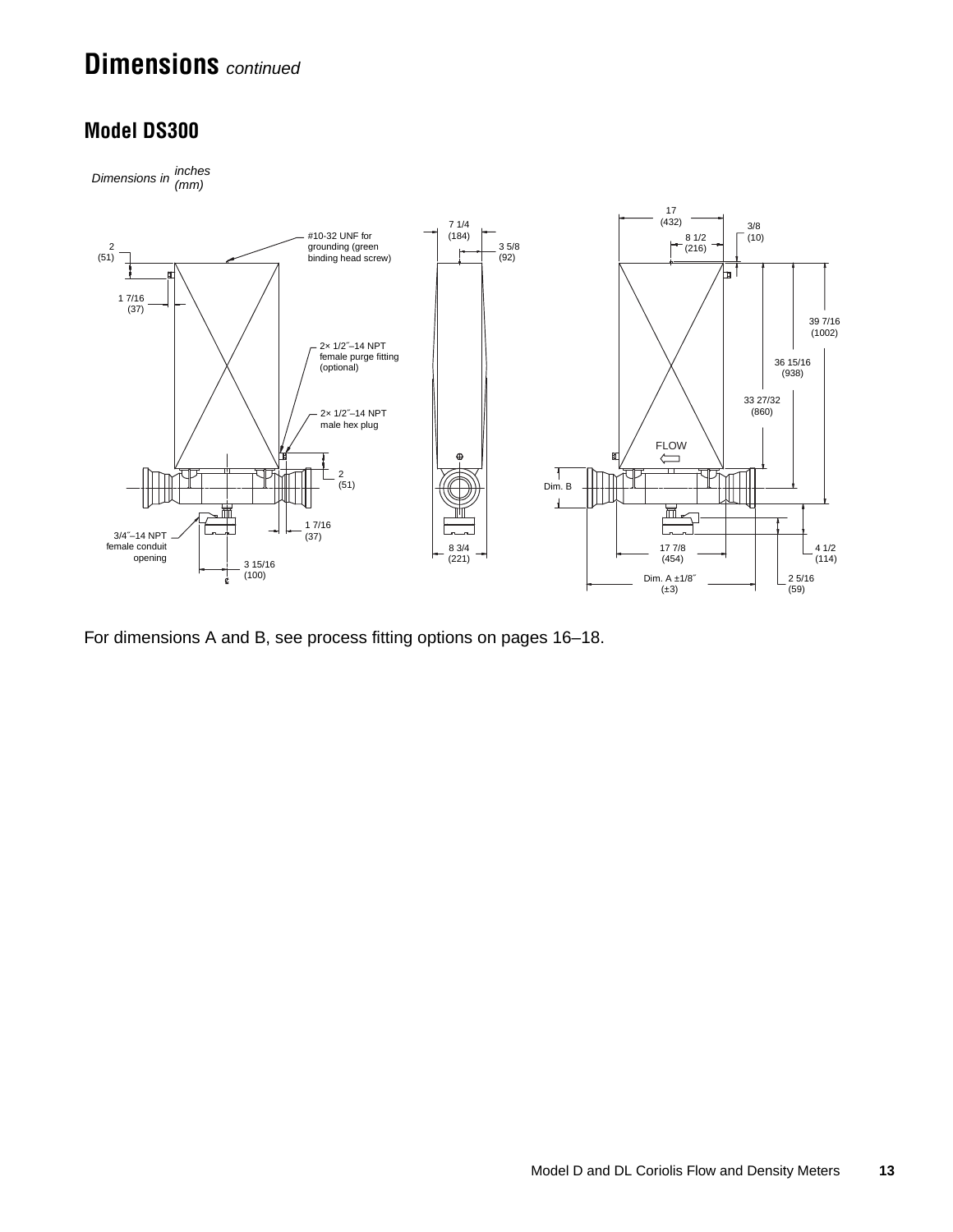# Dimensions *continued*

## Model DS300

*Dimensions in inches (mm)*

For dimensions A and B, see process fitting options on pages 16–18.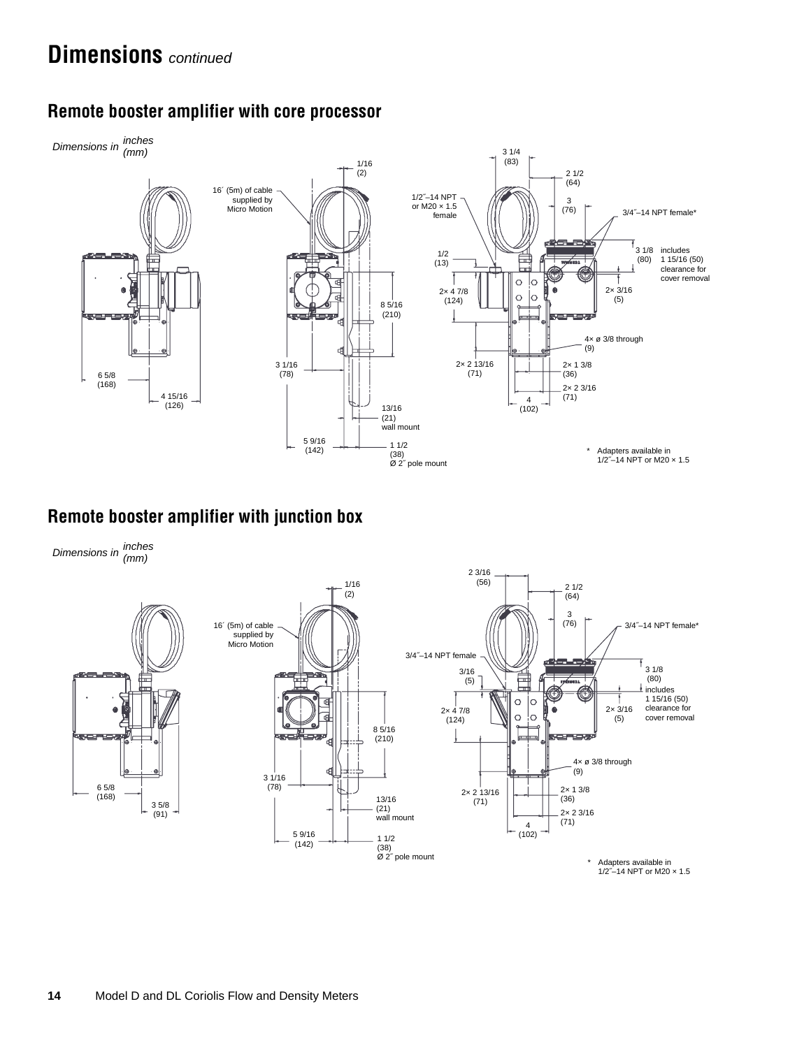# Dimensions *continued*

## Remote booster amplifier with core processor

*Dimensions in* *inches (mm)*

16´ (5m) of cable supplied by Micro Motion

1/16 (2)

1/2″–14 NPT or M20 × 1.5 female

3 1/4 (83)

2 1/2 (64)

3 (76)

3/4″–14 NPT female*

1/2 (13)

3 1/8 (80) includes 1 15/16 (50) clearance for cover removal

2× 4 7/8 (124)

2× 3/16 (5)

8 5/16 (210)

4× ø 3/8 through (9)

3 1/16 (78)

2× 2 13/16 (71)

2× 1 3/8 (36)

6 5/8 (168)

2× 2 3/16 (71)

4 15/16 (126)

4 (102)

13/16 (21) wall mount

5 9/16 (142)

1 1/2 (38) Ø 2″ pole mount

\* Adapters available in 1/2″–14 NPT or M20 × 1.5

## Remote booster amplifier with junction box

*Dimensions in* *inches (mm)*

2 3/16 (56)

1/16 (2)

2 1/2 (64)

16´ (5m) of cable supplied by Micro Motion

3 (76)

3/4″–14 NPT female*

3/4″–14 NPT female

3/16 (5)

3 1/8 (80) includes 1 15/16 (50) clearance for cover removal

2× 4 7/8 (124)

2× 3/16 (5)

8 5/16 (210)

4× ø 3/8 through (9)

3 1/16 (78)

6 5/8 (168)

2× 2 13/16 (71)

2× 1 3/8 (36)

3 5/8 (91)

13/16 (21) wall mount

2× 2 3/16 (71)

4 (102)

5 9/16 (142)

1 1/2 (38) Ø 2″ pole mount

\* Adapters available in 1/2″–14 NPT or M20 × 1.5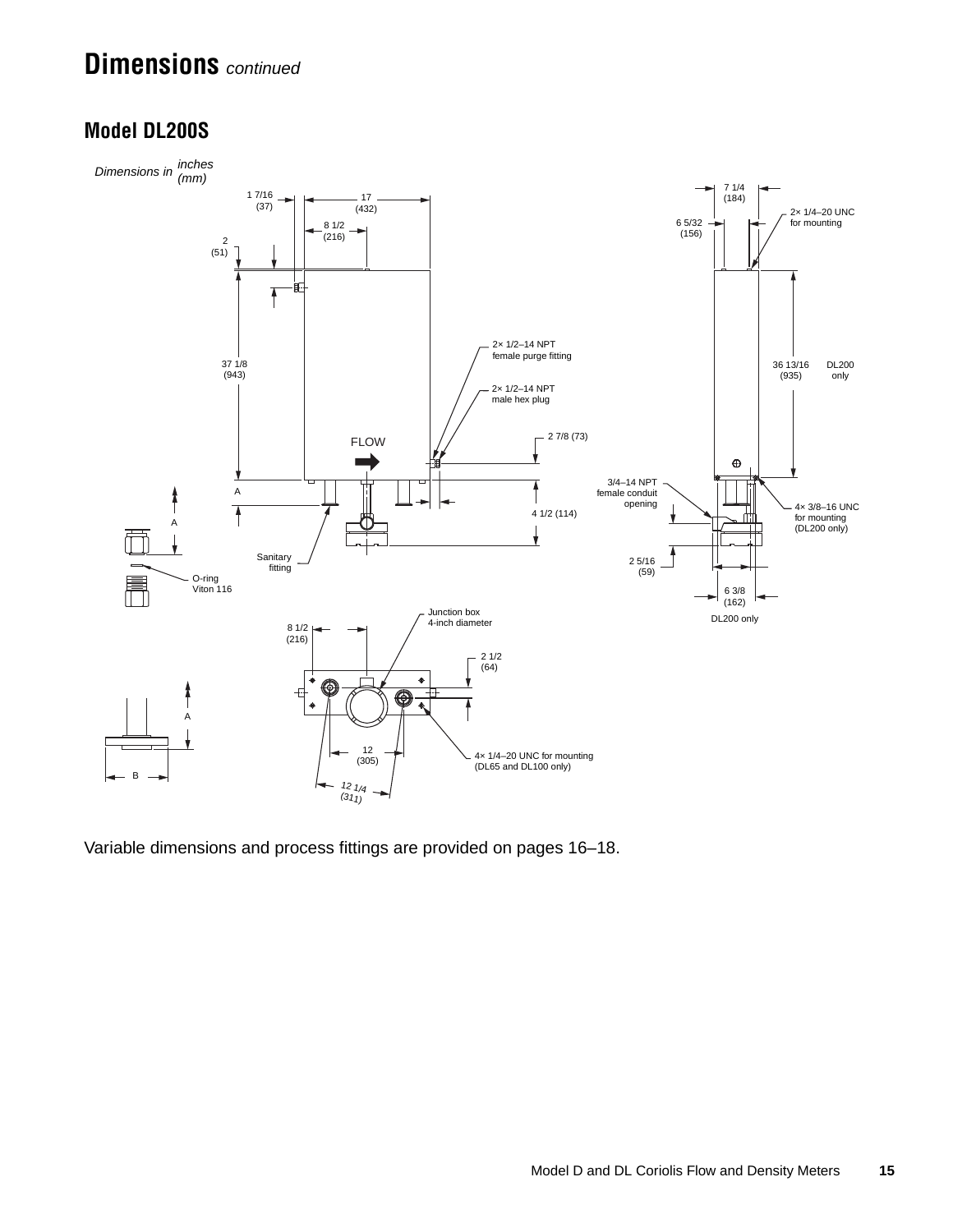# Dimensions *continued*

## Model DL200S

*Dimensions in inches (mm)*

Variable dimensions and process fittings are provided on pages 16–18.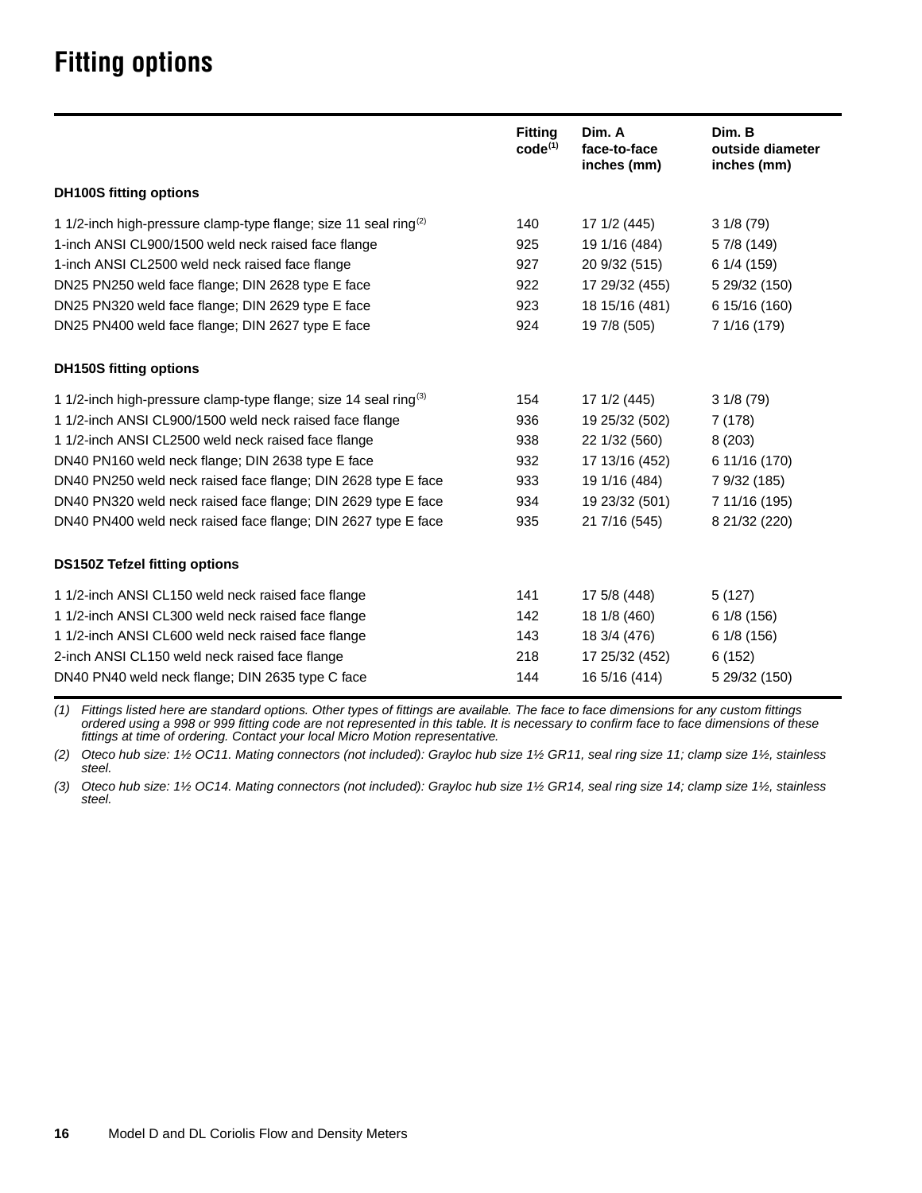# Fitting options

| | Fitting code[(1)] | Dim. A face-to-face inches (mm) | Dim. B outside diameter inches (mm) |
|---|---|---|---|
| **DH100S fitting options** | | | |
| 1 1/2-inch high-pressure clamp-type flange; size 11 seal ring[(2)] | 140 | 17 1/2 (445) | 3 1/8 (79) |
| 1-inch ANSI CL900/1500 weld neck raised face flange | 925 | 19 1/16 (484) | 5 7/8 (149) |
| 1-inch ANSI CL2500 weld neck raised face flange | 927 | 20 9/32 (515) | 6 1/4 (159) |
| DN25 PN250 weld face flange; DIN 2628 type E face | 922 | 17 29/32 (455) | 5 29/32 (150) |
| DN25 PN320 weld face flange; DIN 2629 type E face | 923 | 18 15/16 (481) | 6 15/16 (160) |
| DN25 PN400 weld face flange; DIN 2627 type E face | 924 | 19 7/8 (505) | 7 1/16 (179) |
| **DH150S fitting options** | | | |
| 1 1/2-inch high-pressure clamp-type flange; size 14 seal ring[(3)] | 154 | 17 1/2 (445) | 3 1/8 (79) |
| 1 1/2-inch ANSI CL900/1500 weld neck raised face flange | 936 | 19 25/32 (502) | 7 (178) |
| 1 1/2-inch ANSI CL2500 weld neck raised face flange | 938 | 22 1/32 (560) | 8 (203) |
| DN40 PN160 weld neck flange; DIN 2638 type E face | 932 | 17 13/16 (452) | 6 11/16 (170) |
| DN40 PN250 weld neck raised face flange; DIN 2628 type E face | 933 | 19 1/16 (484) | 7 9/32 (185) |
| DN40 PN320 weld neck raised face flange; DIN 2629 type E face | 934 | 19 23/32 (501) | 7 11/16 (195) |
| DN40 PN400 weld neck raised face flange; DIN 2627 type E face | 935 | 21 7/16 (545) | 8 21/32 (220) |
| **DS150Z Tefzel fitting options** | | | |
| 1 1/2-inch ANSI CL150 weld neck raised face flange | 141 | 17 5/8 (448) | 5 (127) |
| 1 1/2-inch ANSI CL300 weld neck raised face flange | 142 | 18 1/8 (460) | 6 1/8 (156) |
| 1 1/2-inch ANSI CL600 weld neck raised face flange | 143 | 18 3/4 (476) | 6 1/8 (156) |
| 2-inch ANSI CL150 weld neck raised face flange | 218 | 17 25/32 (452) | 6 (152) |
| DN40 PN40 weld neck flange; DIN 2635 type C face | 144 | 16 5/16 (414) | 5 29/32 (150) |

*(1) Fittings listed here are standard options. Other types of fittings are available. The face to face dimensions for any custom fittings ordered using a 998 or 999 fitting code are not represented in this table. It is necessary to confirm face to face dimensions of these fittings at time of ordering. Contact your local Micro Motion representative.*

*(2) Oteco hub size: 1½ OC11. Mating connectors (not included): Grayloc hub size 1½ GR11, seal ring size 11; clamp size 1½, stainless steel.*

*(3) Oteco hub size: 1½ OC14. Mating connectors (not included): Grayloc hub size 1½ GR14, seal ring size 14; clamp size 1½, stainless steel.*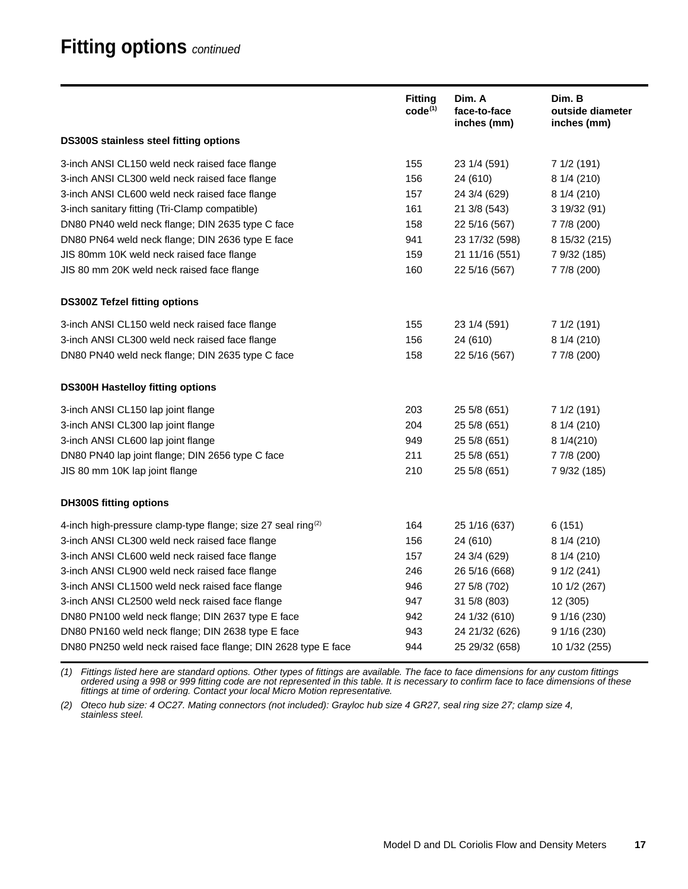# Fitting options *continued*

| | Fitting code[(1)] | Dim. A face-to-face inches (mm) | Dim. B outside diameter inches (mm) |
|---|---|---|---|
| **DS300S stainless steel fitting options** | | | |
| 3-inch ANSI CL150 weld neck raised face flange | 155 | 23 1/4 (591) | 7 1/2 (191) |
| 3-inch ANSI CL300 weld neck raised face flange | 156 | 24 (610) | 8 1/4 (210) |
| 3-inch ANSI CL600 weld neck raised face flange | 157 | 24 3/4 (629) | 8 1/4 (210) |
| 3-inch sanitary fitting (Tri-Clamp compatible) | 161 | 21 3/8 (543) | 3 19/32 (91) |
| DN80 PN40 weld neck flange; DIN 2635 type C face | 158 | 22 5/16 (567) | 7 7/8 (200) |
| DN80 PN64 weld neck flange; DIN 2636 type E face | 941 | 23 17/32 (598) | 8 15/32 (215) |
| JIS 80mm 10K weld neck raised face flange | 159 | 21 11/16 (551) | 7 9/32 (185) |
| JIS 80 mm 20K weld neck raised face flange | 160 | 22 5/16 (567) | 7 7/8 (200) |
| **DS300Z Tefzel fitting options** | | | |
| 3-inch ANSI CL150 weld neck raised face flange | 155 | 23 1/4 (591) | 7 1/2 (191) |
| 3-inch ANSI CL300 weld neck raised face flange | 156 | 24 (610) | 8 1/4 (210) |
| DN80 PN40 weld neck flange; DIN 2635 type C face | 158 | 22 5/16 (567) | 7 7/8 (200) |
| **DS300H Hastelloy fitting options** | | | |
| 3-inch ANSI CL150 lap joint flange | 203 | 25 5/8 (651) | 7 1/2 (191) |
| 3-inch ANSI CL300 lap joint flange | 204 | 25 5/8 (651) | 8 1/4 (210) |
| 3-inch ANSI CL600 lap joint flange | 949 | 25 5/8 (651) | 8 1/4(210) |
| DN80 PN40 lap joint flange; DIN 2656 type C face | 211 | 25 5/8 (651) | 7 7/8 (200) |
| JIS 80 mm 10K lap joint flange | 210 | 25 5/8 (651) | 7 9/32 (185) |
| **DH300S fitting options** | | | |
| 4-inch high-pressure clamp-type flange; size 27 seal ring[(2)] | 164 | 25 1/16 (637) | 6 (151) |
| 3-inch ANSI CL300 weld neck raised face flange | 156 | 24 (610) | 8 1/4 (210) |
| 3-inch ANSI CL600 weld neck raised face flange | 157 | 24 3/4 (629) | 8 1/4 (210) |
| 3-inch ANSI CL900 weld neck raised face flange | 246 | 26 5/16 (668) | 9 1/2 (241) |
| 3-inch ANSI CL1500 weld neck raised face flange | 946 | 27 5/8 (702) | 10 1/2 (267) |
| 3-inch ANSI CL2500 weld neck raised face flange | 947 | 31 5/8 (803) | 12 (305) |
| DN80 PN100 weld neck flange; DIN 2637 type E face | 942 | 24 1/32 (610) | 9 1/16 (230) |
| DN80 PN160 weld neck flange; DIN 2638 type E face | 943 | 24 21/32 (626) | 9 1/16 (230) |
| DN80 PN250 weld neck raised face flange; DIN 2628 type E face | 944 | 25 29/32 (658) | 10 1/32 (255) |

*(1) Fittings listed here are standard options. Other types of fittings are available. The face to face dimensions for any custom fittings ordered using a 998 or 999 fitting code are not represented in this table. It is necessary to confirm face to face dimensions of these fittings at time of ordering. Contact your local Micro Motion representative.*

*(2) Oteco hub size: 4 OC27. Mating connectors (not included): Grayloc hub size 4 GR27, seal ring size 27; clamp size 4, stainless steel.*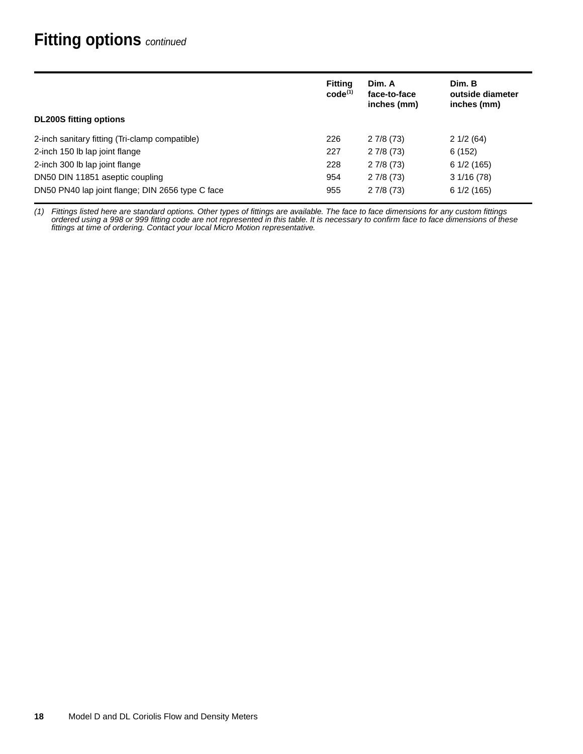# Fitting options *continued*

| | Fitting code(1) | Dim. A face-to-face inches (mm) | Dim. B outside diameter inches (mm) |
|---|---|---|---|
| **DL200S fitting options** | | | |
| 2-inch sanitary fitting (Tri-clamp compatible) | 226 | 2 7/8 (73) | 2 1/2 (64) |
| 2-inch 150 lb lap joint flange | 227 | 2 7/8 (73) | 6 (152) |
| 2-inch 300 lb lap joint flange | 228 | 2 7/8 (73) | 6 1/2 (165) |
| DN50 DIN 11851 aseptic coupling | 954 | 2 7/8 (73) | 3 1/16 (78) |
| DN50 PN40 lap joint flange; DIN 2656 type C face | 955 | 2 7/8 (73) | 6 1/2 (165) |

*(1) Fittings listed here are standard options. Other types of fittings are available. The face to face dimensions for any custom fittings ordered using a 998 or 999 fitting code are not represented in this table. It is necessary to confirm face to face dimensions of these fittings at time of ordering. Contact your local Micro Motion representative.*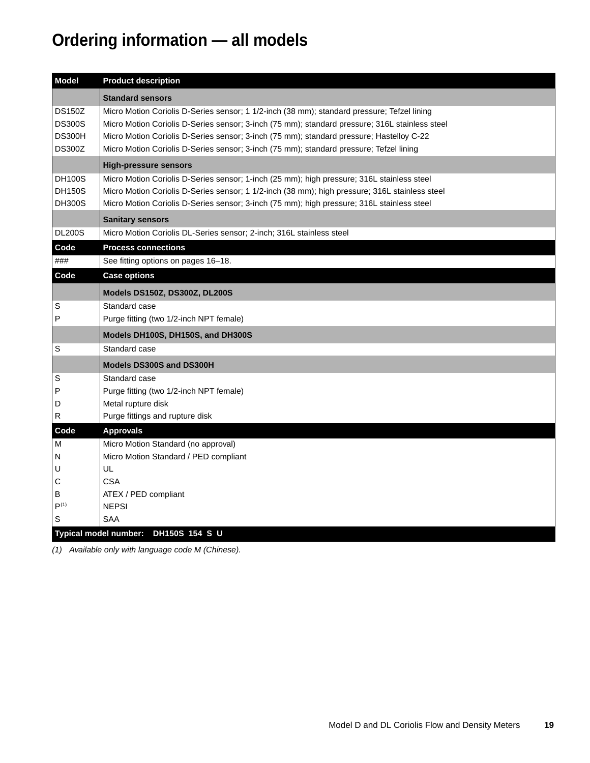# Ordering information — all models

| Model | Product description |
|---|---|
| | **Standard sensors** |
| DS150Z | Micro Motion Coriolis D-Series sensor; 1 1/2-inch (38 mm); standard pressure; Tefzel lining |
| DS300S | Micro Motion Coriolis D-Series sensor; 3-inch (75 mm); standard pressure; 316L stainless steel |
| DS300H | Micro Motion Coriolis D-Series sensor; 3-inch (75 mm); standard pressure; Hastelloy C-22 |
| DS300Z | Micro Motion Coriolis D-Series sensor; 3-inch (75 mm); standard pressure; Tefzel lining |
| | **High-pressure sensors** |
| DH100S | Micro Motion Coriolis D-Series sensor; 1-inch (25 mm); high pressure; 316L stainless steel |
| DH150S | Micro Motion Coriolis D-Series sensor; 1 1/2-inch (38 mm); high pressure; 316L stainless steel |
| DH300S | Micro Motion Coriolis D-Series sensor; 3-inch (75 mm); high pressure; 316L stainless steel |
| | **Sanitary sensors** |
| DL200S | Micro Motion Coriolis DL-Series sensor; 2-inch; 316L stainless steel |
| **Code** | **Process connections** |
| ### | See fitting options on pages 16–18. |
| **Code** | **Case options** |
| | **Models DS150Z, DS300Z, DL200S** |
| S | Standard case |
| P | Purge fitting (two 1/2-inch NPT female) |
| | **Models DH100S, DH150S, and DH300S** |
| S | Standard case |
| | **Models DS300S and DS300H** |
| S | Standard case |
| P | Purge fitting (two 1/2-inch NPT female) |
| D | Metal rupture disk |
| R | Purge fittings and rupture disk |
| **Code** | **Approvals** |
| M | Micro Motion Standard (no approval) |
| N | Micro Motion Standard / PED compliant |
| U | UL |
| C | CSA |
| B | ATEX / PED compliant |
| P(1) | NEPSI |
| S | SAA |
| **Typical model number:** | **DH150S 154 S U** |

*(1) Available only with language code M (Chinese).*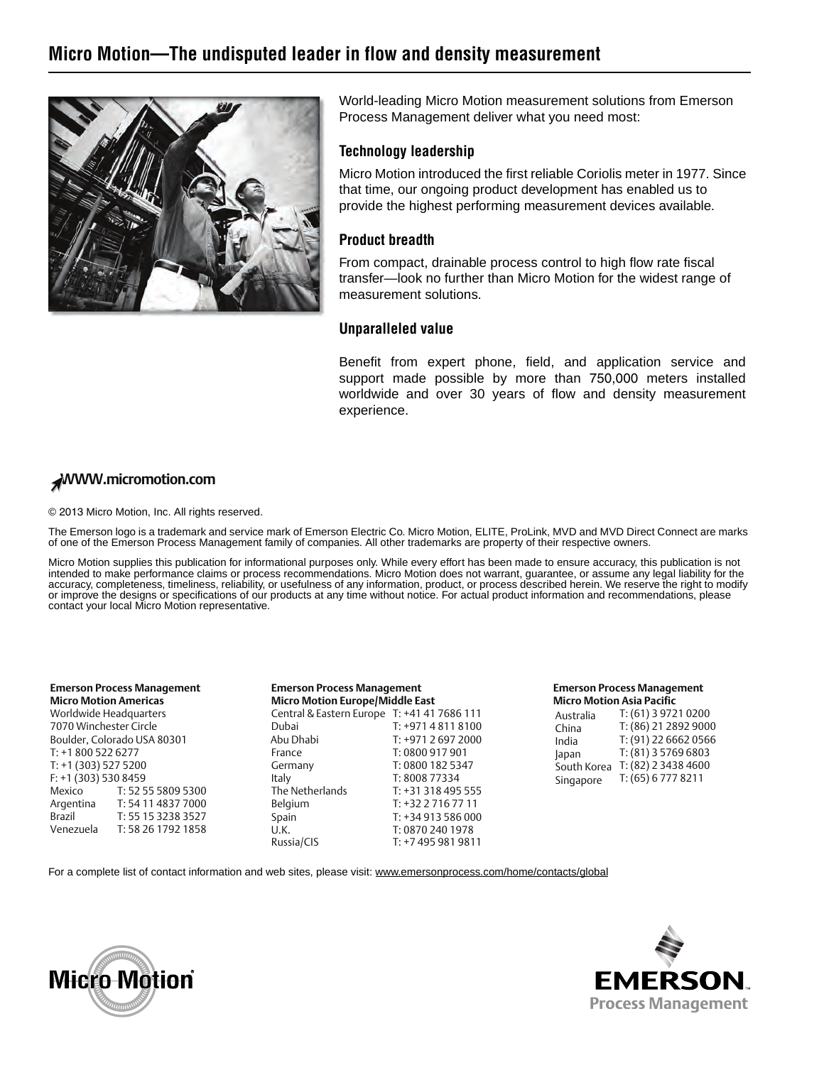## Micro Motion—The undisputed leader in flow and density measurement

World-leading Micro Motion measurement solutions from Emerson Process Management deliver what you need most:

### Technology leadership

Micro Motion introduced the first reliable Coriolis meter in 1977. Since that time, our ongoing product development has enabled us to provide the highest performing measurement devices available.

### Product breadth

From compact, drainable process control to high flow rate fiscal transfer—look no further than Micro Motion for the widest range of measurement solutions.

### Unparalleled value

Benefit from expert phone, field, and application service and support made possible by more than 750,000 meters installed worldwide and over 30 years of flow and density measurement experience.

**WWW.micromotion.com**

© 2013 Micro Motion, Inc. All rights reserved.

The Emerson logo is a trademark and service mark of Emerson Electric Co. Micro Motion, ELITE, ProLink, MVD and MVD Direct Connect are marks of one of the Emerson Process Management family of companies. All other trademarks are property of their respective owners.

Micro Motion supplies this publication for informational purposes only. While every effort has been made to ensure accuracy, this publication is not intended to make performance claims or process recommendations. Micro Motion does not warrant, guarantee, or assume any legal liability for the accuracy, completeness, timeliness, reliability, or usefulness of any information, product, or process described herein. We reserve the right to modify or improve the designs or specifications of our products at any time without notice. For actual product information and recommendations, please contact your local Micro Motion representative.

**Emerson Process Management**
**Micro Motion Americas**
Worldwide Headquarters
7070 Winchester Circle
Boulder, Colorado USA 80301
T: +1 800 522 6277
T: +1 (303) 527 5200
F: +1 (303) 530 8459

| | |
|---|---|
| Mexico | T: 52 55 5809 5300 |
| Argentina | T: 54 11 4837 7000 |
| Brazil | T: 55 15 3238 3527 |
| Venezuela | T: 58 26 1792 1858 |

**Emerson Process Management**
**Micro Motion Europe/Middle East**

| | |
|---|---|
| Central & Eastern Europe | T: +41 41 7686 111 |
| Dubai | T: +971 4 811 8100 |
| Abu Dhabi | T: +971 2 697 2000 |
| France | T: 0800 917 901 |
| Germany | T: 0800 182 5347 |
| Italy | T: 8008 77334 |
| The Netherlands | T: +31 318 495 555 |
| Belgium | T: +32 2 716 77 11 |
| Spain | T: +34 913 586 000 |
| U.K. | T: 0870 240 1978 |
| Russia/CIS | T: +7 495 981 9811 |

**Emerson Process Management**
**Micro Motion Asia Pacific**

| | |
|---|---|
| Australia | T: (61) 3 9721 0200 |
| China | T: (86) 21 2892 9000 |
| India | T: (91) 22 6662 0566 |
| Japan | T: (81) 3 5769 6803 |
| South Korea | T: (82) 2 3438 4600 |
| Singapore | T: (65) 6 777 8211 |

For a complete list of contact information and web sites, please visit: www.emersonprocess.com/home/contacts/global

Micro Motion®

EMERSON™ Process Management